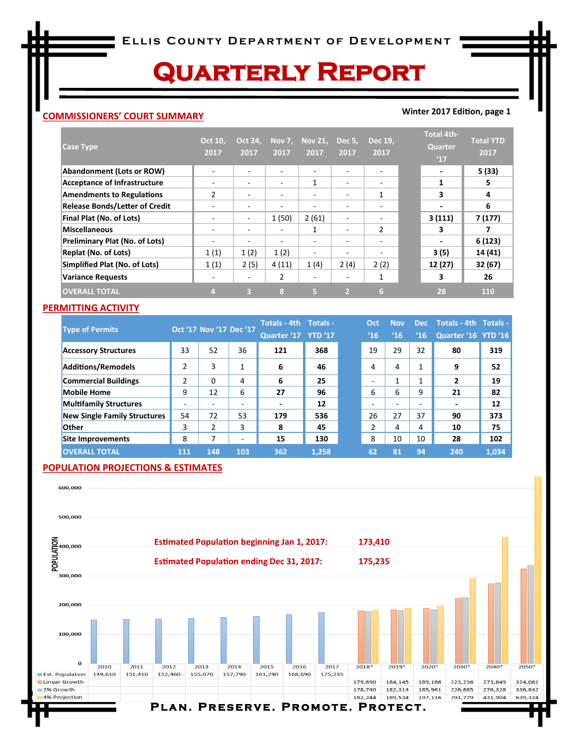# Ellis County Department of Development

# Quarterly Report

**Winter 2017 Edition, page 1**

## COMMISSIONERS' COURT SUMMARY

| Case Type | Oct 10, 2017 | Oct 24, 2017 | Nov 7, 2017 | Nov 21, 2017 | Dec 5, 2017 | Dec 19, 2017 | Total 4th-Quarter '17 | Total YTD 2017 |
|---|---|---|---|---|---|---|---|---|
| Abandonment (Lots or ROW) | - | - | - | - | - | - | - | 5 (33) |
| Acceptance of Infrastructure | - | - | - | 1 | - | - | 1 | 5 |
| Amendments to Regulations | 2 | - | - | - | - | 1 | 3 | 4 |
| Release Bonds/Letter of Credit | - | - | - | - | - | - | - | 6 |
| Final Plat (No. of Lots) | - | - | 1 (50) | 2 (61) | - | - | 3 (111) | 7 (177) |
| Miscellaneous | - | - | - | 1 | - | 2 | 3 | 7 |
| Preliminary Plat (No. of Lots) | - | - | - | - | - | - | - | 6 (123) |
| Replat (No. of Lots) | 1 (1) | 1 (2) | 1 (2) | - | - | - | 3 (5) | 14 (41) |
| Simplified Plat (No. of Lots) | 1 (1) | 2 (5) | 4 (11) | 1 (4) | 2 (4) | 2 (2) | 12 (27) | 32 (67) |
| Variance Requests | - | - | 2 | - | - | 1 | 3 | 26 |
| OVERALL TOTAL | 4 | 3 | 8 | 5 | 2 | 6 | 28 | 110 |

## PERMITTING ACTIVITY

| Type of Permits | Oct '17 | Nov '17 | Dec '17 | Totals - 4th Quarter '17 | Totals - YTD '17 | Oct '16 | Nov '16 | Dec '16 | Totals - 4th Quarter '16 | Totals - YTD '16 |
|---|---|---|---|---|---|---|---|---|---|---|
| Accessory Structures | 33 | 52 | 36 | 121 | 368 | 19 | 29 | 32 | 80 | 319 |
| Additions/Remodels | 2 | 3 | 1 | 6 | 46 | 4 | 4 | 1 | 9 | 52 |
| Commercial Buildings | 2 | 0 | 4 | 6 | 25 | - | 1 | 1 | 2 | 19 |
| Mobile Home | 9 | 12 | 6 | 27 | 96 | 6 | 6 | 9 | 21 | 82 |
| Multifamily Structures | - | - | - | - | 12 | - | - | - | - | 12 |
| New Single Family Structures | 54 | 72 | 53 | 179 | 536 | 26 | 27 | 37 | 90 | 373 |
| Other | 3 | 2 | 3 | 8 | 45 | 2 | 4 | 4 | 10 | 75 |
| Site Improvements | 8 | 7 | - | 15 | 130 | 8 | 10 | 10 | 28 | 102 |
| OVERALL TOTAL | 111 | 148 | 103 | 362 | 1,258 | 62 | 81 | 94 | 240 | 1,034 |

## POPULATION PROJECTIONS & ESTIMATES

**Estimated Population beginning Jan 1, 2017: 173,410**

**Estimated Population ending Dec 31, 2017: 175,235**

| | 2010 | 2011 | 2012 | 2013 | 2014 | 2015 | 2016 | 2017 | 2018* | 2019* | 2020* | 2030* | 2040* | 2050* |
|---|---|---|---|---|---|---|---|---|---|---|---|---|---|---|
| Est. Population | 149,610 | 151,410 | 152,960 | 155,070 | 157,790 | 161,290 | 168,690 | 175,235 | | | | | | |
| Linear Growth | | | | | | | | | 179,690 | 184,145 | 189,186 | 223,236 | 273,649 | 324,061 |
| 2% Growth | | | | | | | | | 178,740 | 182,314 | 185,961 | 226,685 | 276,328 | 336,842 |
| 4% Projection | | | | | | | | | 182,244 | 189,534 | 197,116 | 291,779 | 431,904 | 639,324 |

**Plan. Preserve. Promote. Protect.**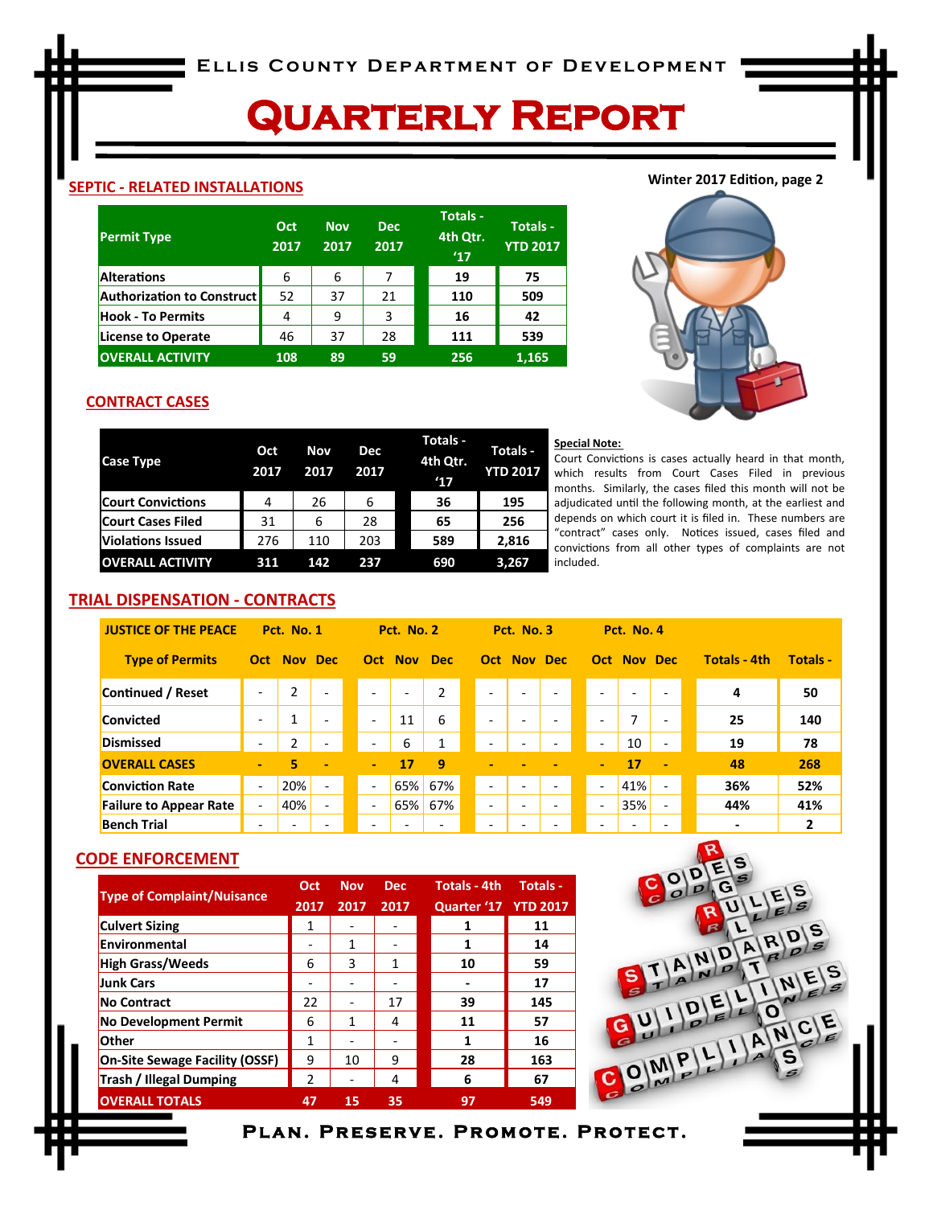# Ellis County Department of Development

# Quarterly Report

Winter 2017 Edition, page 2

## SEPTIC - RELATED INSTALLATIONS

| Permit Type | Oct 2017 | Nov 2017 | Dec 2017 | Totals - 4th Qtr. '17 | Totals - YTD 2017 |
|---|---|---|---|---|---|
| Alterations | 6 | 6 | 7 | 19 | 75 |
| Authorization to Construct | 52 | 37 | 21 | 110 | 509 |
| Hook - To Permits | 4 | 9 | 3 | 16 | 42 |
| License to Operate | 46 | 37 | 28 | 111 | 539 |
| OVERALL ACTIVITY | 108 | 89 | 59 | 256 | 1,165 |

## CONTRACT CASES

| Case Type | Oct 2017 | Nov 2017 | Dec 2017 | Totals - 4th Qtr. '17 | Totals - YTD 2017 |
|---|---|---|---|---|---|
| Court Convictions | 4 | 26 | 6 | 36 | 195 |
| Court Cases Filed | 31 | 6 | 28 | 65 | 256 |
| Violations Issued | 276 | 110 | 203 | 589 | 2,816 |
| OVERALL ACTIVITY | 311 | 142 | 237 | 690 | 3,267 |

**Special Note:**
Court Convictions is cases actually heard in that month, which results from Court Cases Filed in previous months. Similarly, the cases filed this month will not be adjudicated until the following month, at the earliest and depends on which court it is filed in. These numbers are "contract" cases only. Notices issued, cases filed and convictions from all other types of complaints are not included.

## TRIAL DISPENSATION - CONTRACTS

| JUSTICE OF THE PEACE | Pct. No. 1 | | | Pct. No. 2 | | | Pct. No. 3 | | | Pct. No. 4 | | | | |
|---|---|---|---|---|---|---|---|---|---|---|---|---|---|---|
| Type of Permits | Oct | Nov | Dec | Oct | Nov | Dec | Oct | Nov | Dec | Oct | Nov | Dec | Totals - 4th | Totals - |
| Continued / Reset | - | 2 | - | - | - | 2 | - | - | - | - | - | - | 4 | 50 |
| Convicted | - | 1 | - | - | 11 | 6 | - | - | - | - | 7 | - | 25 | 140 |
| Dismissed | - | 2 | - | - | 6 | 1 | - | - | - | - | 10 | - | 19 | 78 |
| OVERALL CASES | - | 5 | - | - | 17 | 9 | - | - | - | - | 17 | - | 48 | 268 |
| Conviction Rate | - | 20% | - | - | 65% | 67% | - | - | - | - | 41% | - | 36% | 52% |
| Failure to Appear Rate | - | 40% | - | - | 65% | 67% | - | - | - | - | 35% | - | 44% | 41% |
| Bench Trial | - | - | - | - | - | - | - | - | - | - | - | - | - | 2 |

## CODE ENFORCEMENT

| Type of Complaint/Nuisance | Oct 2017 | Nov 2017 | Dec 2017 | Totals - 4th Quarter '17 | Totals - YTD 2017 |
|---|---|---|---|---|---|
| Culvert Sizing | 1 | - | - | 1 | 11 |
| Environmental | - | 1 | - | 1 | 14 |
| High Grass/Weeds | 6 | 3 | 1 | 10 | 59 |
| Junk Cars | - | - | - | - | 17 |
| No Contract | 22 | - | 17 | 39 | 145 |
| No Development Permit | 6 | 1 | 4 | 11 | 57 |
| Other | 1 | - | - | 1 | 16 |
| On-Site Sewage Facility (OSSF) | 9 | 10 | 9 | 28 | 163 |
| Trash / Illegal Dumping | 2 | - | 4 | 6 | 67 |
| OVERALL TOTALS | 47 | 15 | 35 | 97 | 549 |

Plan. Preserve. Promote. Protect.